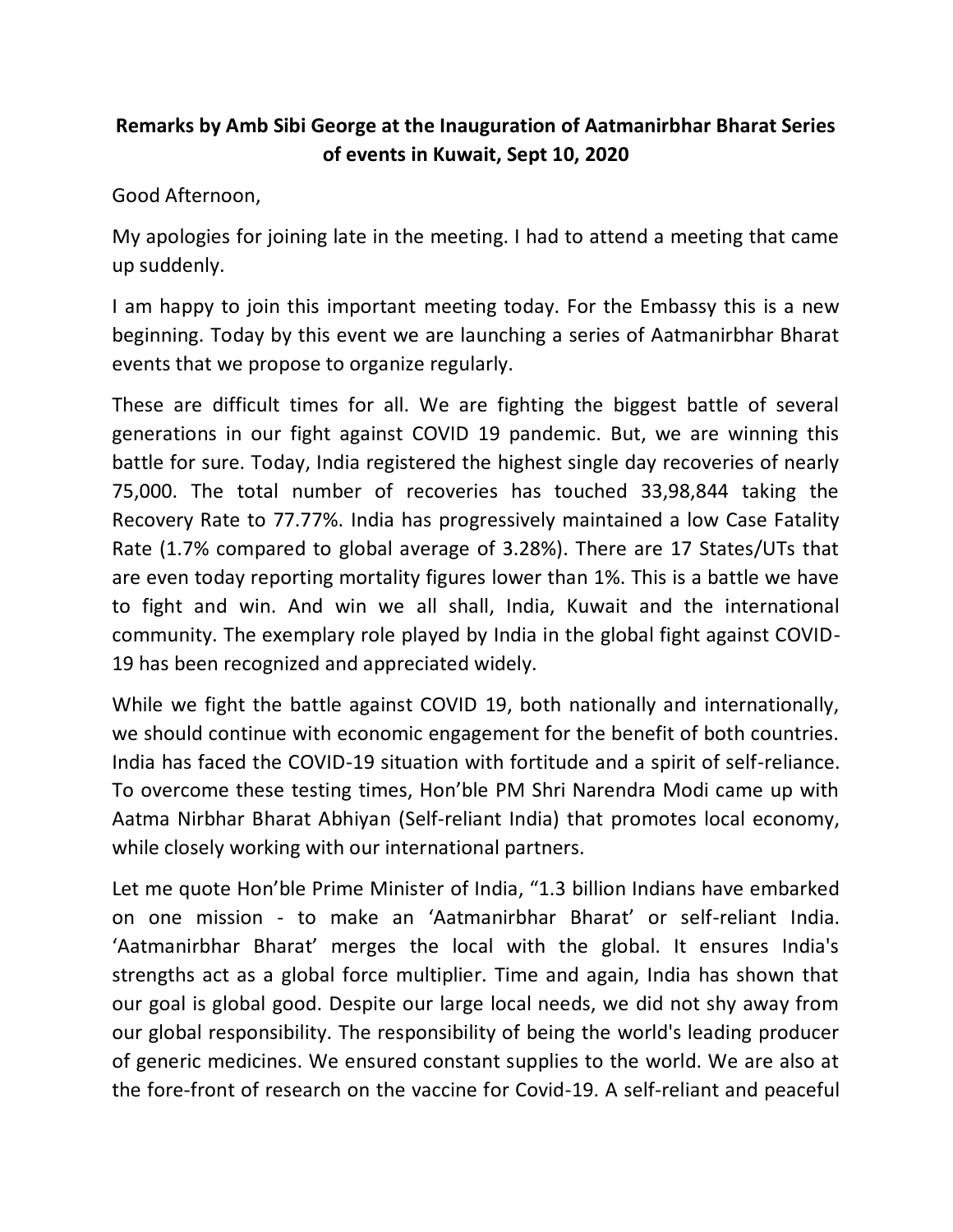**Remarks by Amb Sibi George at the Inauguration of Aatmanirbhar Bharat Series of events in Kuwait, Sept 10, 2020**

Good Afternoon,

My apologies for joining late in the meeting. I had to attend a meeting that came up suddenly.

I am happy to join this important meeting today. For the Embassy this is a new beginning. Today by this event we are launching a series of Aatmanirbhar Bharat events that we propose to organize regularly.

These are difficult times for all. We are fighting the biggest battle of several generations in our fight against COVID 19 pandemic. But, we are winning this battle for sure. Today, India registered the highest single day recoveries of nearly 75,000. The total number of recoveries has touched 33,98,844 taking the Recovery Rate to 77.77%. India has progressively maintained a low Case Fatality Rate (1.7% compared to global average of 3.28%). There are 17 States/UTs that are even today reporting mortality figures lower than 1%. This is a battle we have to fight and win. And win we all shall, India, Kuwait and the international community. The exemplary role played by India in the global fight against COVID-19 has been recognized and appreciated widely.

While we fight the battle against COVID 19, both nationally and internationally, we should continue with economic engagement for the benefit of both countries. India has faced the COVID-19 situation with fortitude and a spirit of self-reliance. To overcome these testing times, Hon'ble PM Shri Narendra Modi came up with Aatma Nirbhar Bharat Abhiyan (Self-reliant India) that promotes local economy, while closely working with our international partners.

Let me quote Hon'ble Prime Minister of India, "1.3 billion Indians have embarked on one mission - to make an 'Aatmanirbhar Bharat' or self-reliant India. 'Aatmanirbhar Bharat' merges the local with the global. It ensures India's strengths act as a global force multiplier. Time and again, India has shown that our goal is global good. Despite our large local needs, we did not shy away from our global responsibility. The responsibility of being the world's leading producer of generic medicines. We ensured constant supplies to the world. We are also at the fore-front of research on the vaccine for Covid-19. A self-reliant and peaceful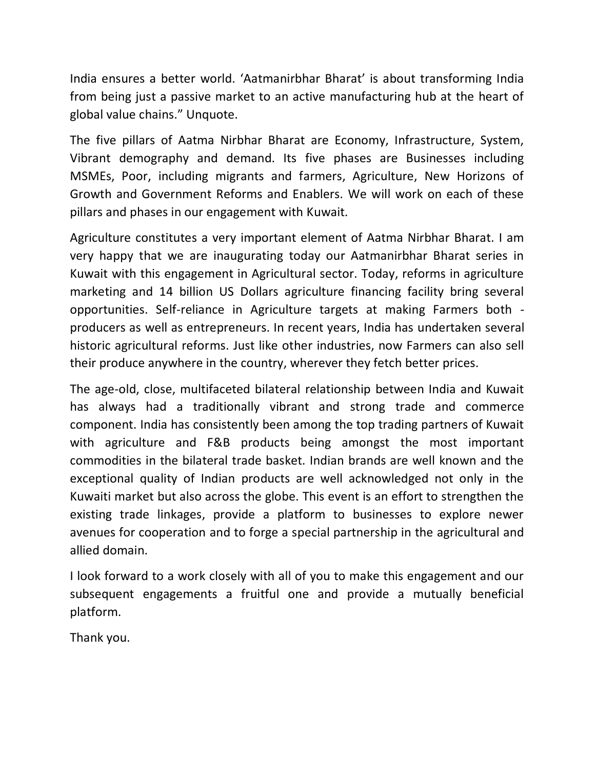India ensures a better world. ‘Aatmanirbhar Bharat’ is about transforming India from being just a passive market to an active manufacturing hub at the heart of global value chains.” Unquote.

The five pillars of Aatma Nirbhar Bharat are Economy, Infrastructure, System, Vibrant demography and demand. Its five phases are Businesses including MSMEs, Poor, including migrants and farmers, Agriculture, New Horizons of Growth and Government Reforms and Enablers. We will work on each of these pillars and phases in our engagement with Kuwait.

Agriculture constitutes a very important element of Aatma Nirbhar Bharat. I am very happy that we are inaugurating today our Aatmanirbhar Bharat series in Kuwait with this engagement in Agricultural sector. Today, reforms in agriculture marketing and 14 billion US Dollars agriculture financing facility bring several opportunities. Self-reliance in Agriculture targets at making Farmers both - producers as well as entrepreneurs. In recent years, India has undertaken several historic agricultural reforms. Just like other industries, now Farmers can also sell their produce anywhere in the country, wherever they fetch better prices.

The age-old, close, multifaceted bilateral relationship between India and Kuwait has always had a traditionally vibrant and strong trade and commerce component. India has consistently been among the top trading partners of Kuwait with agriculture and F&B products being amongst the most important commodities in the bilateral trade basket. Indian brands are well known and the exceptional quality of Indian products are well acknowledged not only in the Kuwaiti market but also across the globe. This event is an effort to strengthen the existing trade linkages, provide a platform to businesses to explore newer avenues for cooperation and to forge a special partnership in the agricultural and allied domain.

I look forward to a work closely with all of you to make this engagement and our subsequent engagements a fruitful one and provide a mutually beneficial platform.

Thank you.